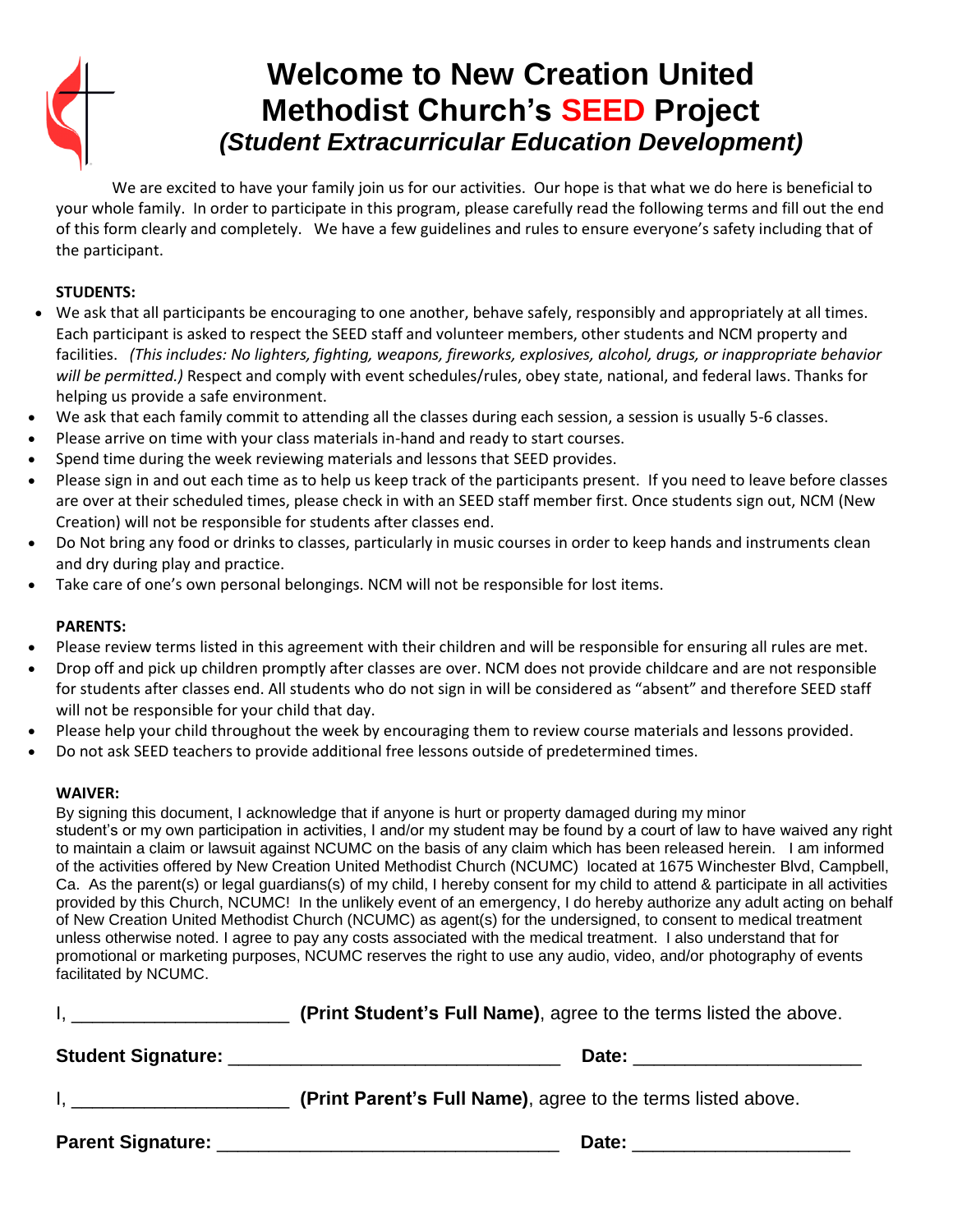# Welcome to New Creation United Methodist Church's SEED Project

### *(Student Extracurricular Education Development)*

We are excited to have your family join us for our activities. Our hope is that what we do here is beneficial to your whole family. In order to participate in this program, please carefully read the following terms and fill out the end of this form clearly and completely. We have a few guidelines and rules to ensure everyone's safety including that of the participant.

**STUDENTS:**

- We ask that all participants be encouraging to one another, behave safely, responsibly and appropriately at all times. Each participant is asked to respect the SEED staff and volunteer members, other students and NCM property and facilities. *(This includes: No lighters, fighting, weapons, fireworks, explosives, alcohol, drugs, or inappropriate behavior will be permitted.)* Respect and comply with event schedules/rules, obey state, national, and federal laws. Thanks for helping us provide a safe environment.
- We ask that each family commit to attending all the classes during each session, a session is usually 5-6 classes.
- Please arrive on time with your class materials in-hand and ready to start courses.
- Spend time during the week reviewing materials and lessons that SEED provides.
- Please sign in and out each time as to help us keep track of the participants present. If you need to leave before classes are over at their scheduled times, please check in with an SEED staff member first. Once students sign out, NCM (New Creation) will not be responsible for students after classes end.
- Do Not bring any food or drinks to classes, particularly in music courses in order to keep hands and instruments clean and dry during play and practice.
- Take care of one's own personal belongings. NCM will not be responsible for lost items.

**PARENTS:**

- Please review terms listed in this agreement with their children and will be responsible for ensuring all rules are met.
- Drop off and pick up children promptly after classes are over. NCM does not provide childcare and are not responsible for students after classes end. All students who do not sign in will be considered as "absent" and therefore SEED staff will not be responsible for your child that day.
- Please help your child throughout the week by encouraging them to review course materials and lessons provided.
- Do not ask SEED teachers to provide additional free lessons outside of predetermined times.

**WAIVER:**

By signing this document, I acknowledge that if anyone is hurt or property damaged during my minor student's or my own participation in activities, I and/or my student may be found by a court of law to have waived any right to maintain a claim or lawsuit against NCUMC on the basis of any claim which has been released herein. I am informed of the activities offered by New Creation United Methodist Church (NCUMC) located at 1675 Winchester Blvd, Campbell, Ca. As the parent(s) or legal guardians(s) of my child, I hereby consent for my child to attend & participate in all activities provided by this Church, NCUMC! In the unlikely event of an emergency, I do hereby authorize any adult acting on behalf of New Creation United Methodist Church (NCUMC) as agent(s) for the undersigned, to consent to medical treatment unless otherwise noted. I agree to pay any costs associated with the medical treatment. I also understand that for promotional or marketing purposes, NCUMC reserves the right to use any audio, video, and/or photography of events facilitated by NCUMC.

I, ______________________ **(Print Student's Full Name)**, agree to the terms listed the above.

**Student Signature:** ________________________________ **Date:** ______________________

I, ______________________ **(Print Parent's Full Name)**, agree to the terms listed above.

**Parent Signature:** _________________________________ **Date:** _____________________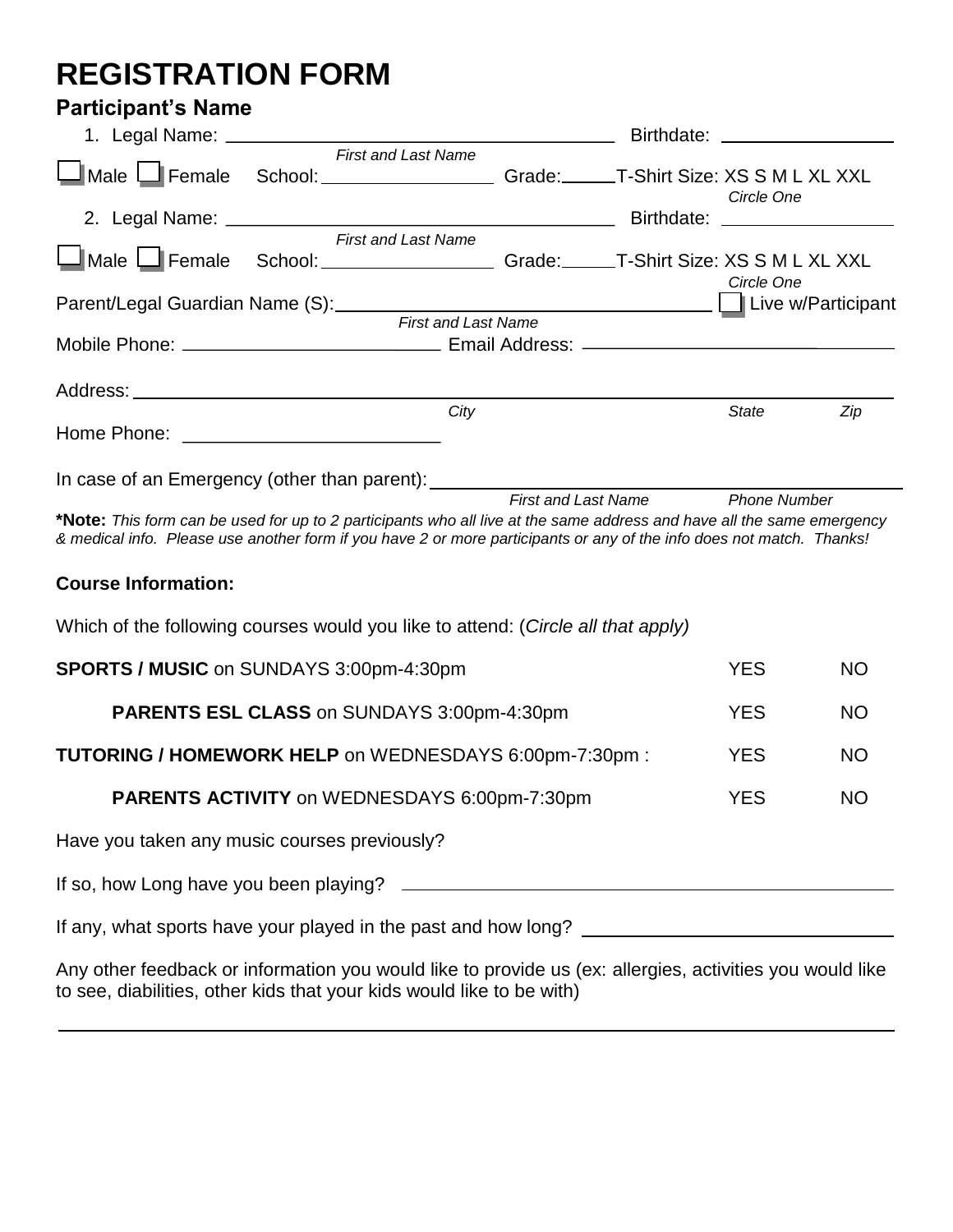# REGISTRATION FORM

## Participant's Name

1. Legal Name: ______________________________ Birthdate: ______________
   *First and Last Name*

☐ Male ☐ Female School: ______________ Grade:_____ T-Shirt Size: XS S M L XL XXL
*Circle One*

2. Legal Name: ______________________________ Birthdate: ______________
   *First and Last Name*

☐ Male ☐ Female School: ______________ Grade:_____ T-Shirt Size: XS S M L XL XXL
*Circle One*

Parent/Legal Guardian Name (S): ______________________________ ☐ Live w/Participant
*First and Last Name*

Mobile Phone: ______________________ Email Address: ______________________

Address: ____________________________________________________________
*City* *State* *Zip*

Home Phone: ______________________

In case of an Emergency (other than parent): ______________________________
*First and Last Name* *Phone Number*

**\*Note:** *This form can be used for up to 2 participants who all live at the same address and have all the same emergency & medical info. Please use another form if you have 2 or more participants or any of the info does not match. Thanks!*

**Course Information:**

Which of the following courses would you like to attend: (*Circle all that apply)*

| | | |
|---|---|---|
| **SPORTS / MUSIC** on SUNDAYS 3:00pm-4:30pm | YES | NO |
| **PARENTS ESL CLASS** on SUNDAYS 3:00pm-4:30pm | YES | NO |
| **TUTORING / HOMEWORK HELP** on WEDNESDAYS 6:00pm-7:30pm : | YES | NO |
| **PARENTS ACTIVITY** on WEDNESDAYS 6:00pm-7:30pm | YES | NO |

Have you taken any music courses previously?

If so, how Long have you been playing? ______________________________

If any, what sports have your played in the past and how long? ______________________

Any other feedback or information you would like to provide us (ex: allergies, activities you would like to see, diabilities, other kids that your kids would like to be with)

______________________________________________________________